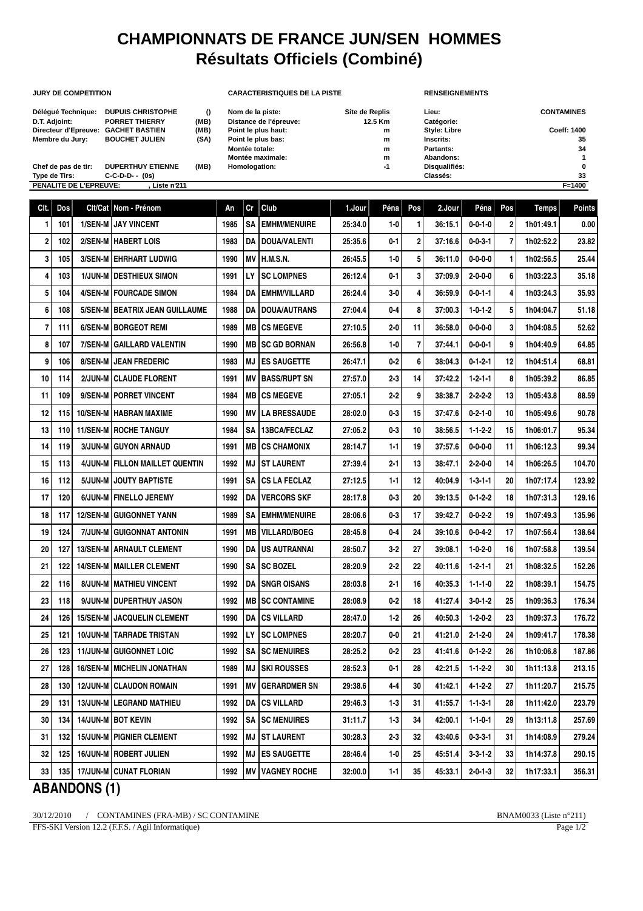# CHAMPIONNATS DE FRANCE JUN/SEN HOMMES
## Résultats Officiels (Combiné)

**JURY DE COMPETITION**

| | | |
|---|---|---|
| Délégué Technique: | DUPUIS CHRISTOPHE | () |
| D.T. Adjoint: | PORRET THIERRY | (MB) |
| Directeur d'Epreuve: | GACHET BASTIEN | (MB) |
| Membre du Jury: | BOUCHET JULIEN | (SA) |
| Chef de pas de tir: | DUPERTHUY ETIENNE | (MB) |
| Type de Tirs: | C-C-D-D- - (0s) | |

**CARACTERISTIQUES DE LA PISTE**

| | |
|---|---|
| Nom de la piste: | Site de Replis |
| Distance de l'épreuve: | 12.5 Km |
| Point le plus haut: | m |
| Point le plus bas: | m |
| Montée totale: | m |
| Montée maximale: | m |
| Homologation: | -1 |

**RENSEIGNEMENTS**

| | |
|---|---|
| Lieu: | CONTAMINES |
| Catégorie: | |
| Style: Libre | Coeff: 1400 |
| Inscrits: | 35 |
| Partants: | 34 |
| Abandons: | 1 |
| Disqualifiés: | 0 |
| Classés: | 33 |

**PENALITE DE L'EPREUVE:** , Liste n°211 F=1400

| Clt. | Dos | Clt/Cat | Nom - Prénom | An | Cr | Club | 1.Jour | Péna | Pos | 2.Jour | Péna | Pos | Temps | Points |
|---|---|---|---|---|---|---|---|---|---|---|---|---|---|---|
| 1 | 101 | 1/SEN-M | JAY VINCENT | 1985 | SA | EMHM/MENUIRE | 25:34.0 | 1-0 | 1 | 36:15.1 | 0-0-1-0 | 2 | 1h01:49.1 | 0.00 |
| 2 | 102 | 2/SEN-M | HABERT LOIS | 1983 | DA | DOUA/VALENTI | 25:35.6 | 0-1 | 2 | 37:16.6 | 0-0-3-1 | 7 | 1h02:52.2 | 23.82 |
| 3 | 105 | 3/SEN-M | EHRHART LUDWIG | 1990 | MV | H.M.S.N. | 26:45.5 | 1-0 | 5 | 36:11.0 | 0-0-0-0 | 1 | 1h02:56.5 | 25.44 |
| 4 | 103 | 1/JUN-M | DESTHIEUX SIMON | 1991 | LY | SC LOMPNES | 26:12.4 | 0-1 | 3 | 37:09.9 | 2-0-0-0 | 6 | 1h03:22.3 | 35.18 |
| 5 | 104 | 4/SEN-M | FOURCADE SIMON | 1984 | DA | EMHM/VILLARD | 26:24.4 | 3-0 | 4 | 36:59.9 | 0-0-1-1 | 4 | 1h03:24.3 | 35.93 |
| 6 | 108 | 5/SEN-M | BEATRIX JEAN GUILLAUME | 1988 | DA | DOUA/AUTRANS | 27:04.4 | 0-4 | 8 | 37:00.3 | 1-0-1-2 | 5 | 1h04:04.7 | 51.18 |
| 7 | 111 | 6/SEN-M | BORGEOT REMI | 1989 | MB | CS MEGEVE | 27:10.5 | 2-0 | 11 | 36:58.0 | 0-0-0-0 | 3 | 1h04:08.5 | 52.62 |
| 8 | 107 | 7/SEN-M | GAILLARD VALENTIN | 1990 | MB | SC GD BORNAN | 26:56.8 | 1-0 | 7 | 37:44.1 | 0-0-0-1 | 9 | 1h04:40.9 | 64.85 |
| 9 | 106 | 8/SEN-M | JEAN FREDERIC | 1983 | MJ | ES SAUGETTE | 26:47.1 | 0-2 | 6 | 38:04.3 | 0-1-2-1 | 12 | 1h04:51.4 | 68.81 |
| 10 | 114 | 2/JUN-M | CLAUDE FLORENT | 1991 | MV | BASS/RUPT SN | 27:57.0 | 2-3 | 14 | 37:42.2 | 1-2-1-1 | 8 | 1h05:39.2 | 86.85 |
| 11 | 109 | 9/SEN-M | PORRET VINCENT | 1984 | MB | CS MEGEVE | 27:05.1 | 2-2 | 9 | 38:38.7 | 2-2-2-2 | 13 | 1h05:43.8 | 88.59 |
| 12 | 115 | 10/SEN-M | HABRAN MAXIME | 1990 | MV | LA BRESSAUDE | 28:02.0 | 0-3 | 15 | 37:47.6 | 0-2-1-0 | 10 | 1h05:49.6 | 90.78 |
| 13 | 110 | 11/SEN-M | ROCHE TANGUY | 1984 | SA | 13BCA/FECLAZ | 27:05.2 | 0-3 | 10 | 38:56.5 | 1-1-2-2 | 15 | 1h06:01.7 | 95.34 |
| 14 | 119 | 3/JUN-M | GUYON ARNAUD | 1991 | MB | CS CHAMONIX | 28:14.7 | 1-1 | 19 | 37:57.6 | 0-0-0-0 | 11 | 1h06:12.3 | 99.34 |
| 15 | 113 | 4/JUN-M | FILLON MAILLET QUENTIN | 1992 | MJ | ST LAURENT | 27:39.4 | 2-1 | 13 | 38:47.1 | 2-2-0-0 | 14 | 1h06:26.5 | 104.70 |
| 16 | 112 | 5/JUN-M | JOUTY BAPTISTE | 1991 | SA | CS LA FECLAZ | 27:12.5 | 1-1 | 12 | 40:04.9 | 1-3-1-1 | 20 | 1h07:17.4 | 123.92 |
| 17 | 120 | 6/JUN-M | FINELLO JEREMY | 1992 | DA | VERCORS SKF | 28:17.8 | 0-3 | 20 | 39:13.5 | 0-1-2-2 | 18 | 1h07:31.3 | 129.16 |
| 18 | 117 | 12/SEN-M | GUIGONNET YANN | 1989 | SA | EMHM/MENUIRE | 28:06.6 | 0-3 | 17 | 39:42.7 | 0-0-2-2 | 19 | 1h07:49.3 | 135.96 |
| 19 | 124 | 7/JUN-M | GUIGONNAT ANTONIN | 1991 | MB | VILLARD/BOEG | 28:45.8 | 0-4 | 24 | 39:10.6 | 0-0-4-2 | 17 | 1h07:56.4 | 138.64 |
| 20 | 127 | 13/SEN-M | ARNAULT CLEMENT | 1990 | DA | US AUTRANNAI | 28:50.7 | 3-2 | 27 | 39:08.1 | 1-0-2-0 | 16 | 1h07:58.8 | 139.54 |
| 21 | 122 | 14/SEN-M | MAILLER CLEMENT | 1990 | SA | SC BOZEL | 28:20.9 | 2-2 | 22 | 40:11.6 | 1-2-1-1 | 21 | 1h08:32.5 | 152.26 |
| 22 | 116 | 8/JUN-M | MATHIEU VINCENT | 1992 | DA | SNGR OISANS | 28:03.8 | 2-1 | 16 | 40:35.3 | 1-1-1-0 | 22 | 1h08:39.1 | 154.75 |
| 23 | 118 | 9/JUN-M | DUPERTHUY JASON | 1992 | MB | SC CONTAMINE | 28:08.9 | 0-2 | 18 | 41:27.4 | 3-0-1-2 | 25 | 1h09:36.3 | 176.34 |
| 24 | 126 | 15/SEN-M | JACQUELIN CLEMENT | 1990 | DA | CS VILLARD | 28:47.0 | 1-2 | 26 | 40:50.3 | 1-2-0-2 | 23 | 1h09:37.3 | 176.72 |
| 25 | 121 | 10/JUN-M | TARRADE TRISTAN | 1992 | LY | SC LOMPNES | 28:20.7 | 0-0 | 21 | 41:21.0 | 2-1-2-0 | 24 | 1h09:41.7 | 178.38 |
| 26 | 123 | 11/JUN-M | GUIGONNET LOIC | 1992 | SA | SC MENUIRES | 28:25.2 | 0-2 | 23 | 41:41.6 | 0-1-2-2 | 26 | 1h10:06.8 | 187.86 |
| 27 | 128 | 16/SEN-M | MICHELIN JONATHAN | 1989 | MJ | SKI ROUSSES | 28:52.3 | 0-1 | 28 | 42:21.5 | 1-1-2-2 | 30 | 1h11:13.8 | 213.15 |
| 28 | 130 | 12/JUN-M | CLAUDON ROMAIN | 1991 | MV | GERARDMER SN | 29:38.6 | 4-4 | 30 | 41:42.1 | 4-1-2-2 | 27 | 1h11:20.7 | 215.75 |
| 29 | 131 | 13/JUN-M | LEGRAND MATHIEU | 1992 | DA | CS VILLARD | 29:46.3 | 1-3 | 31 | 41:55.7 | 1-1-3-1 | 28 | 1h11:42.0 | 223.79 |
| 30 | 134 | 14/JUN-M | BOT KEVIN | 1992 | SA | SC MENUIRES | 31:11.7 | 1-3 | 34 | 42:00.1 | 1-1-0-1 | 29 | 1h13:11.8 | 257.69 |
| 31 | 132 | 15/JUN-M | PIGNIER CLEMENT | 1992 | MJ | ST LAURENT | 30:28.3 | 2-3 | 32 | 43:40.6 | 0-3-3-1 | 31 | 1h14:08.9 | 279.24 |
| 32 | 125 | 16/JUN-M | ROBERT JULIEN | 1992 | MJ | ES SAUGETTE | 28:46.4 | 1-0 | 25 | 45:51.4 | 3-3-1-2 | 33 | 1h14:37.8 | 290.15 |
| 33 | 135 | 17/JUN-M | CUNAT FLORIAN | 1992 | MV | VAGNEY ROCHE | 32:00.0 | 1-1 | 35 | 45:33.1 | 2-0-1-3 | 32 | 1h17:33.1 | 356.31 |

## ABANDONS (1)

30/12/2010 / CONTAMINES (FRA-MB) / SC CONTAMINE BNAM0033 (Liste n°211)

FFS-SKI Version 12.2 (F.F.S. / Agil Informatique)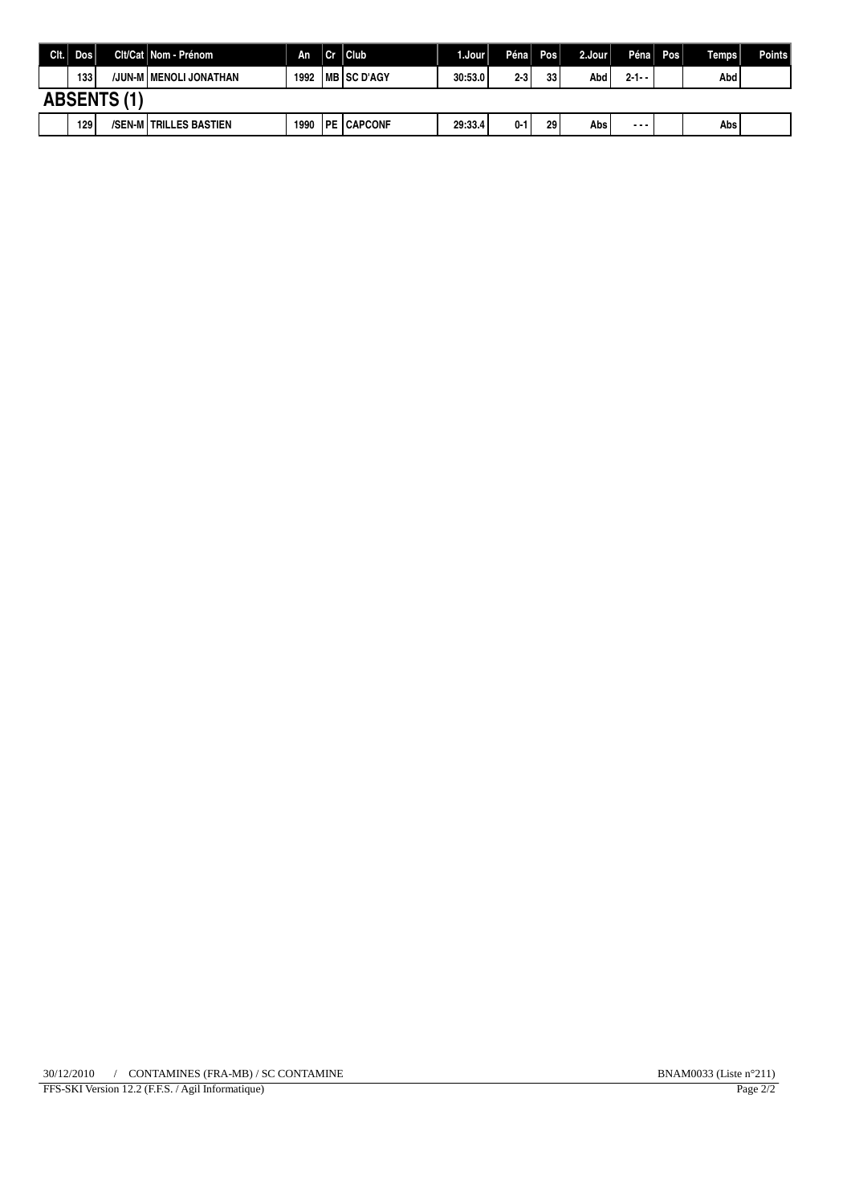| Clt. | Dos | Clt/Cat | Nom - Prénom | An | Cr | Club | 1.Jour | Péna | Pos | 2.Jour | Péna | Pos | Temps | Points |
|---|---|---|---|---|---|---|---|---|---|---|---|---|---|---|
| | 133 | /JUN-M | MENOLI JONATHAN | 1992 | MB | SC D'AGY | 30:53.0 | 2-3 | 33 | Abd | 2-1- - | | Abd | |

## ABSENTS (1)

| Clt. | Dos | Clt/Cat | Nom - Prénom | An | Cr | Club | 1.Jour | Péna | Pos | 2.Jour | Péna | Pos | Temps | Points |
|---|---|---|---|---|---|---|---|---|---|---|---|---|---|---|
| | 129 | /SEN-M | TRILLES BASTIEN | 1990 | PE | CAPCONF | 29:33.4 | 0-1 | 29 | Abs | - - - | | Abs | |

30/12/2010 / CONTAMINES (FRA-MB) / SC CONTAMINE — BNAM0033 (Liste n°211)

FFS-SKI Version 12.2 (F.F.S. / Agil Informatique)